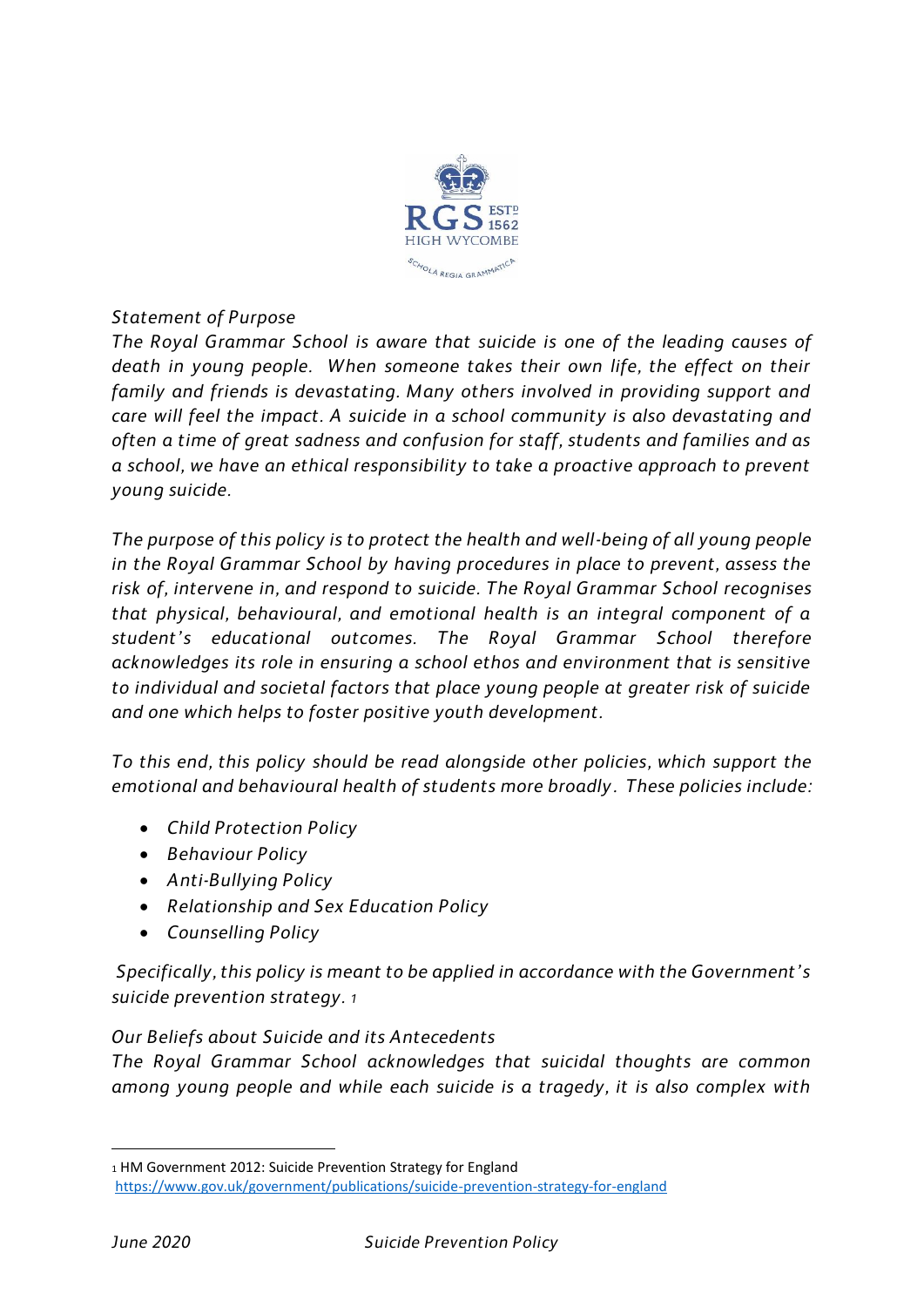*Statement of Purpose*

*The Royal Grammar School is aware that suicide is one of the leading causes of death in young people. When someone takes their own life, the effect on their family and friends is devastating. Many others involved in providing support and care will feel the impact. A suicide in a school community is also devastating and often a time of great sadness and confusion for staff, students and families and as a school, we have an ethical responsibility to take a proactive approach to prevent young suicide.*

*The purpose of this policy is to protect the health and well-being of all young people in the Royal Grammar School by having procedures in place to prevent, assess the risk of, intervene in, and respond to suicide. The Royal Grammar School recognises that physical, behavioural, and emotional health is an integral component of a student's educational outcomes. The Royal Grammar School therefore acknowledges its role in ensuring a school ethos and environment that is sensitive to individual and societal factors that place young people at greater risk of suicide and one which helps to foster positive youth development.*

*To this end, this policy should be read alongside other policies, which support the emotional and behavioural health of students more broadly. These policies include:*

- *Child Protection Policy*
- *Behaviour Policy*
- *Anti-Bullying Policy*
- *Relationship and Sex Education Policy*
- *Counselling Policy*

*Specifically, this policy is meant to be applied in accordance with the Government's suicide prevention strategy.* [1]

*Our Beliefs about Suicide and its Antecedents*

*The Royal Grammar School acknowledges that suicidal thoughts are common among young people and while each suicide is a tragedy, it is also complex with*

[1] HM Government 2012: Suicide Prevention Strategy for England https://www.gov.uk/government/publications/suicide-prevention-strategy-for-england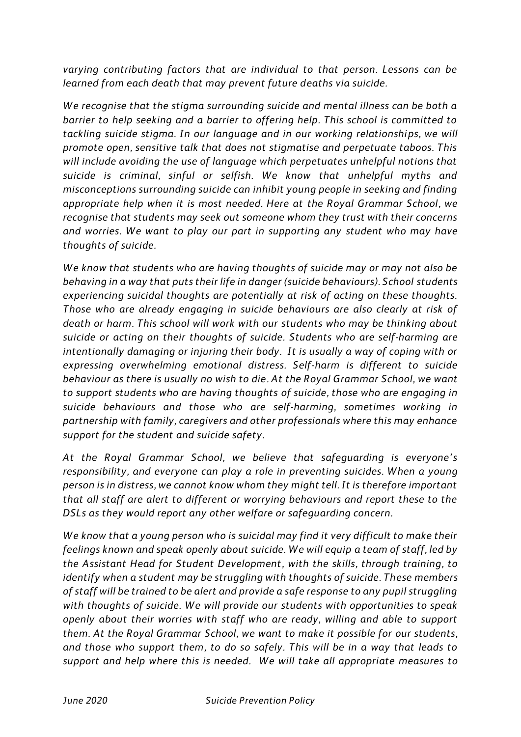*varying contributing factors that are individual to that person. Lessons can be learned from each death that may prevent future deaths via suicide.*

*We recognise that the stigma surrounding suicide and mental illness can be both a barrier to help seeking and a barrier to offering help. This school is committed to tackling suicide stigma. In our language and in our working relationships, we will promote open, sensitive talk that does not stigmatise and perpetuate taboos. This will include avoiding the use of language which perpetuates unhelpful notions that suicide is criminal, sinful or selfish. We know that unhelpful myths and misconceptions surrounding suicide can inhibit young people in seeking and finding appropriate help when it is most needed. Here at the Royal Grammar School, we recognise that students may seek out someone whom they trust with their concerns and worries. We want to play our part in supporting any student who may have thoughts of suicide.*

*We know that students who are having thoughts of suicide may or may not also be behaving in a way that puts their life in danger (suicide behaviours). School students experiencing suicidal thoughts are potentially at risk of acting on these thoughts. Those who are already engaging in suicide behaviours are also clearly at risk of death or harm. This school will work with our students who may be thinking about suicide or acting on their thoughts of suicide. Students who are self-harming are intentionally damaging or injuring their body. It is usually a way of coping with or expressing overwhelming emotional distress. Self-harm is different to suicide behaviour as there is usually no wish to die. At the Royal Grammar School, we want to support students who are having thoughts of suicide, those who are engaging in suicide behaviours and those who are self-harming, sometimes working in partnership with family, caregivers and other professionals where this may enhance support for the student and suicide safety.*

*At the Royal Grammar School, we believe that safeguarding is everyone's responsibility, and everyone can play a role in preventing suicides. When a young person is in distress, we cannot know whom they might tell. It is therefore important that all staff are alert to different or worrying behaviours and report these to the DSLs as they would report any other welfare or safeguarding concern.*

*We know that a young person who is suicidal may find it very difficult to make their feelings known and speak openly about suicide. We will equip a team of staff, led by the Assistant Head for Student Development, with the skills, through training, to identify when a student may be struggling with thoughts of suicide. These members of staff will be trained to be alert and provide a safe response to any pupil struggling with thoughts of suicide. We will provide our students with opportunities to speak openly about their worries with staff who are ready, willing and able to support them. At the Royal Grammar School, we want to make it possible for our students, and those who support them, to do so safely. This will be in a way that leads to support and help where this is needed. We will take all appropriate measures to*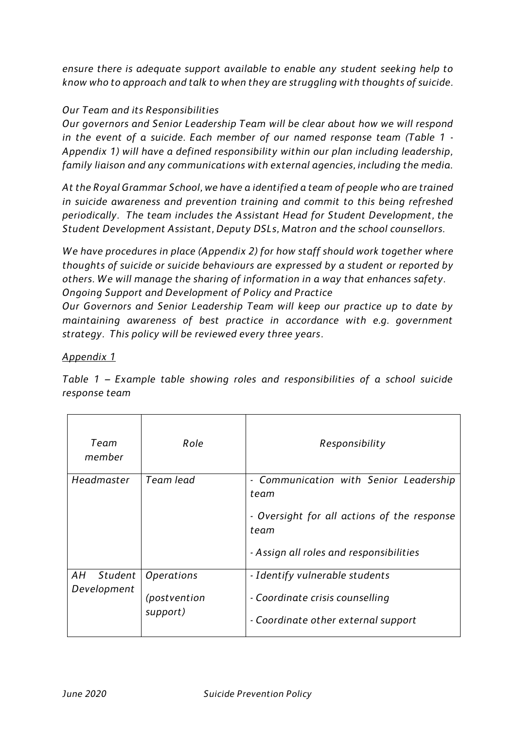*ensure there is adequate support available to enable any student seeking help to know who to approach and talk to when they are struggling with thoughts of suicide.*

*Our Team and its Responsibilities*

*Our governors and Senior Leadership Team will be clear about how we will respond in the event of a suicide. Each member of our named response team (Table 1 - Appendix 1) will have a defined responsibility within our plan including leadership, family liaison and any communications with external agencies, including the media.*

*At the Royal Grammar School, we have a identified a team of people who are trained in suicide awareness and prevention training and commit to this being refreshed periodically. The team includes the Assistant Head for Student Development, the Student Development Assistant, Deputy DSLs, Matron and the school counsellors.*

*We have procedures in place (Appendix 2) for how staff should work together where thoughts of suicide or suicide behaviours are expressed by a student or reported by others. We will manage the sharing of information in a way that enhances safety.*

*Ongoing Support and Development of Policy and Practice*

*Our Governors and Senior Leadership Team will keep our practice up to date by maintaining awareness of best practice in accordance with e.g. government strategy. This policy will be reviewed every three years.*

*Appendix 1*

*Table 1 – Example table showing roles and responsibilities of a school suicide response team*

| *Team member* | *Role* | *Responsibility* |
|---|---|---|
| *Headmaster* | *Team lead* | *- Communication with Senior Leadership team*<br>*- Oversight for all actions of the response team*<br>*- Assign all roles and responsibilities* |
| *AH Student Development* | *Operations (postvention support)* | *- Identify vulnerable students*<br>*- Coordinate crisis counselling*<br>*- Coordinate other external support* |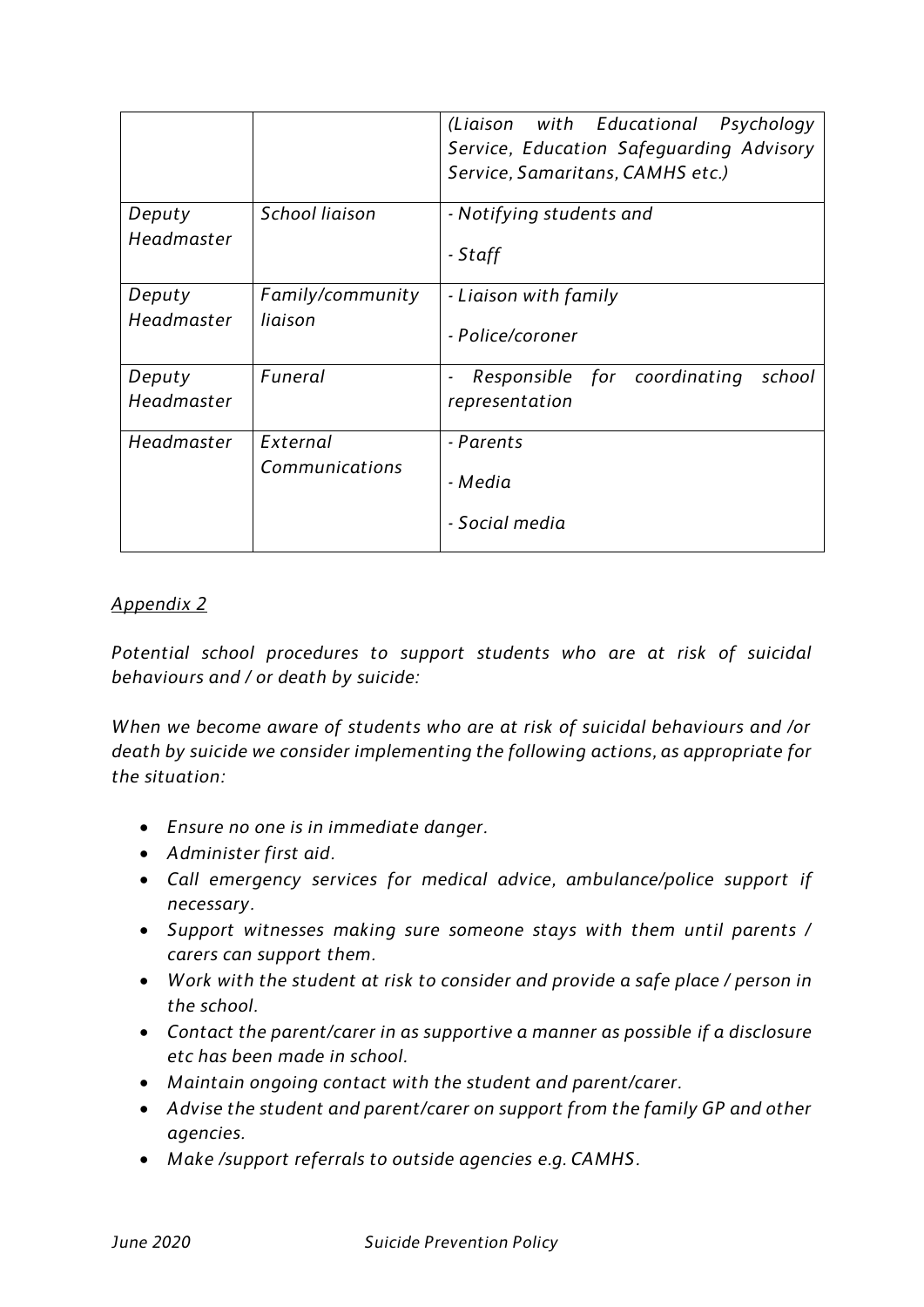| | | *(Liaison with Educational Psychology Service, Education Safeguarding Advisory Service, Samaritans, CAMHS etc.)* |
|---|---|---|
| *Deputy Headmaster* | *School liaison* | *- Notifying students and*<br><br>*- Staff* |
| *Deputy Headmaster* | *Family/community liaison* | *- Liaison with family*<br><br>*- Police/coroner* |
| *Deputy Headmaster* | *Funeral* | *- Responsible for coordinating school representation* |
| *Headmaster* | *External Communications* | *- Parents*<br><br>*- Media*<br><br>*- Social media* |

*Appendix 2*

*Potential school procedures to support students who are at risk of suicidal behaviours and / or death by suicide:*

*When we become aware of students who are at risk of suicidal behaviours and /or death by suicide we consider implementing the following actions, as appropriate for the situation:*

- *Ensure no one is in immediate danger.*
- *Administer first aid.*
- *Call emergency services for medical advice, ambulance/police support if necessary.*
- *Support witnesses making sure someone stays with them until parents / carers can support them.*
- *Work with the student at risk to consider and provide a safe place / person in the school.*
- *Contact the parent/carer in as supportive a manner as possible if a disclosure etc has been made in school.*
- *Maintain ongoing contact with the student and parent/carer.*
- *Advise the student and parent/carer on support from the family GP and other agencies.*
- *Make /support referrals to outside agencies e.g. CAMHS.*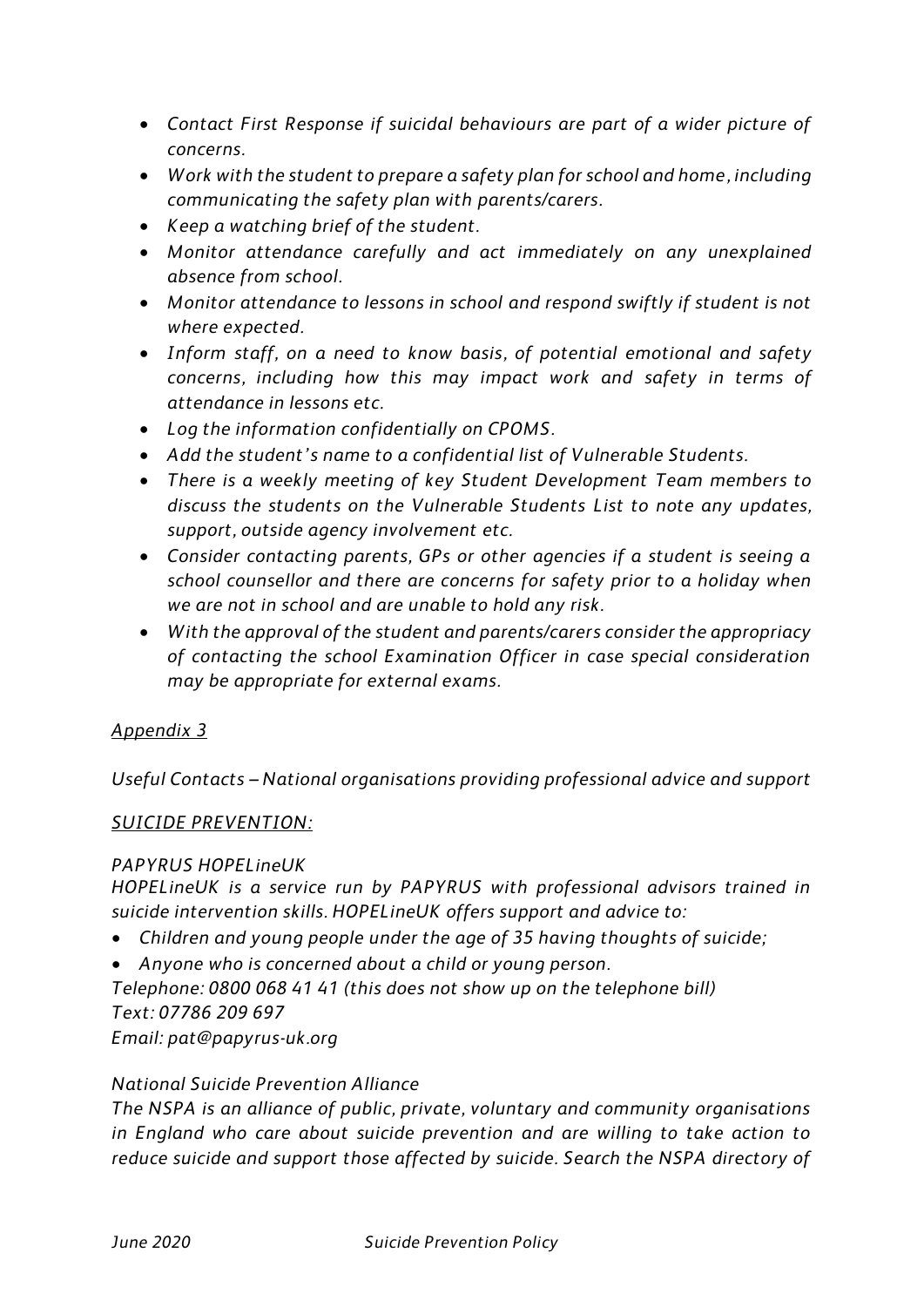- *Contact First Response if suicidal behaviours are part of a wider picture of concerns.*
- *Work with the student to prepare a safety plan for school and home, including communicating the safety plan with parents/carers.*
- *Keep a watching brief of the student.*
- *Monitor attendance carefully and act immediately on any unexplained absence from school.*
- *Monitor attendance to lessons in school and respond swiftly if student is not where expected.*
- *Inform staff, on a need to know basis, of potential emotional and safety concerns, including how this may impact work and safety in terms of attendance in lessons etc.*
- *Log the information confidentially on CPOMS.*
- *Add the student's name to a confidential list of Vulnerable Students.*
- *There is a weekly meeting of key Student Development Team members to discuss the students on the Vulnerable Students List to note any updates, support, outside agency involvement etc.*
- *Consider contacting parents, GPs or other agencies if a student is seeing a school counsellor and there are concerns for safety prior to a holiday when we are not in school and are unable to hold any risk.*
- *With the approval of the student and parents/carers consider the appropriacy of contacting the school Examination Officer in case special consideration may be appropriate for external exams.*

*<u>Appendix 3</u>*

*Useful Contacts – National organisations providing professional advice and support*

*<u>SUICIDE PREVENTION:</u>*

*PAPYRUS HOPELineUK*

*HOPELineUK is a service run by PAPYRUS with professional advisors trained in suicide intervention skills. HOPELineUK offers support and advice to:*

- *Children and young people under the age of 35 having thoughts of suicide;*
- *Anyone who is concerned about a child or young person.*

*Telephone: 0800 068 41 41 (this does not show up on the telephone bill)*
*Text: 07786 209 697*
*Email: pat@papyrus-uk.org*

*National Suicide Prevention Alliance*

*The NSPA is an alliance of public, private, voluntary and community organisations in England who care about suicide prevention and are willing to take action to reduce suicide and support those affected by suicide. Search the NSPA directory of*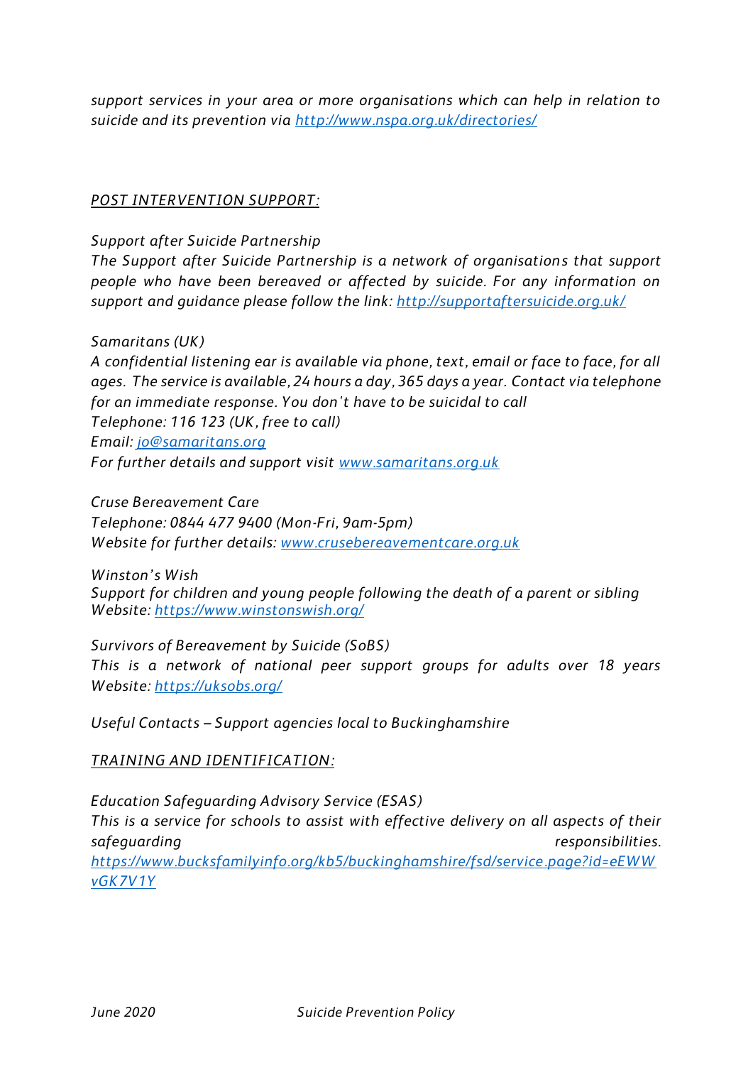*support services in your area or more organisations which can help in relation to suicide and its prevention via [http://www.nspa.org.uk/directories/](http://www.nspa.org.uk/directories/)*

*POST INTERVENTION SUPPORT:*

*Support after Suicide Partnership*
*The Support after Suicide Partnership is a network of organisations that support people who have been bereaved or affected by suicide. For any information on support and guidance please follow the link: [http://supportaftersuicide.org.uk/](http://supportaftersuicide.org.uk/)*

*Samaritans (UK)*
*A confidential listening ear is available via phone, text, email or face to face, for all ages. The service is available, 24 hours a day, 365 days a year. Contact via telephone for an immediate response. You don't have to be suicidal to call*
*Telephone: 116 123 (UK, free to call)*
*Email: [jo@samaritans.org](mailto:jo@samaritans.org)*
*For further details and support visit [www.samaritans.org.uk](http://www.samaritans.org.uk)*

*Cruse Bereavement Care*
*Telephone: 0844 477 9400 (Mon-Fri, 9am-5pm)*
*Website for further details: [www.crusebereavementcare.org.uk](http://www.crusebereavementcare.org.uk)*

*Winston's Wish*
*Support for children and young people following the death of a parent or sibling*
*Website: [https://www.winstonswish.org/](https://www.winstonswish.org/)*

*Survivors of Bereavement by Suicide (SoBS)*
*This is a network of national peer support groups for adults over 18 years*
*Website: [https://uksobs.org/](https://uksobs.org/)*

*Useful Contacts – Support agencies local to Buckinghamshire*

*TRAINING AND IDENTIFICATION:*

*Education Safeguarding Advisory Service (ESAS)*
*This is a service for schools to assist with effective delivery on all aspects of their safeguarding responsibilities.*
*[https://www.bucksfamilyinfo.org/kb5/buckinghamshire/fsd/service.page?id=eEWWvGK7V1Y](https://www.bucksfamilyinfo.org/kb5/buckinghamshire/fsd/service.page?id=eEWWvGK7V1Y)*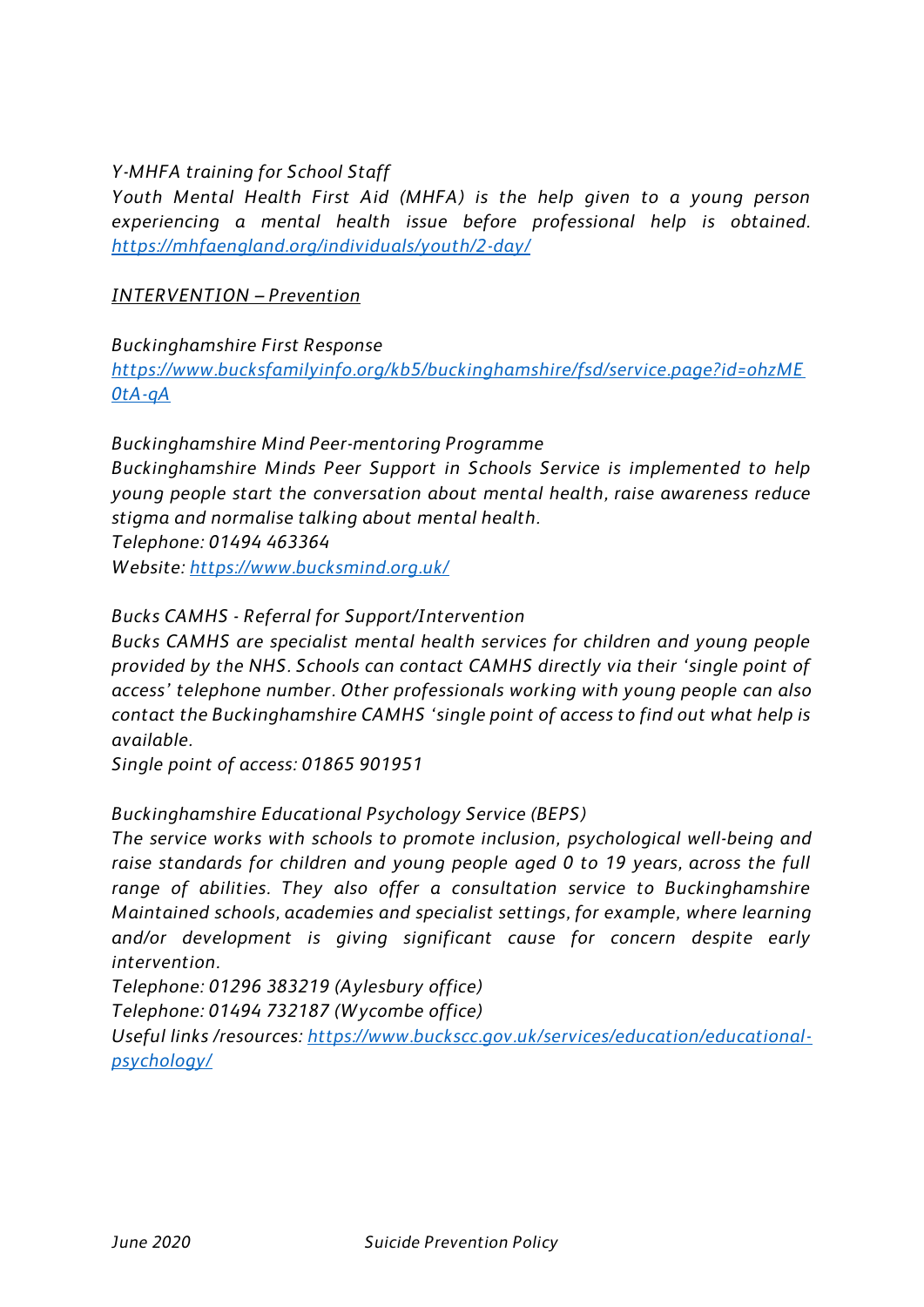*Y-MHFA training for School Staff*

*Youth Mental Health First Aid (MHFA) is the help given to a young person experiencing a mental health issue before professional help is obtained.* *https://mhfaengland.org/individuals/youth/2-day/*

*INTERVENTION – Prevention*

*Buckinghamshire First Response*
*https://www.bucksfamilyinfo.org/kb5/buckinghamshire/fsd/service.page?id=ohzME0tA-qA*

*Buckinghamshire Mind Peer-mentoring Programme*

*Buckinghamshire Minds Peer Support in Schools Service is implemented to help young people start the conversation about mental health, raise awareness reduce stigma and normalise talking about mental health.*

*Telephone: 01494 463364*

*Website: https://www.bucksmind.org.uk/*

*Bucks CAMHS - Referral for Support/Intervention*

*Bucks CAMHS are specialist mental health services for children and young people provided by the NHS. Schools can contact CAMHS directly via their 'single point of access' telephone number. Other professionals working with young people can also contact the Buckinghamshire CAMHS 'single point of access to find out what help is available.*

*Single point of access: 01865 901951*

*Buckinghamshire Educational Psychology Service (BEPS)*

*The service works with schools to promote inclusion, psychological well-being and raise standards for children and young people aged 0 to 19 years, across the full range of abilities. They also offer a consultation service to Buckinghamshire Maintained schools, academies and specialist settings, for example, where learning and/or development is giving significant cause for concern despite early intervention.*

*Telephone: 01296 383219 (Aylesbury office)*

*Telephone: 01494 732187 (Wycombe office)*

*Useful links /resources: https://www.buckscc.gov.uk/services/education/educational-psychology/*